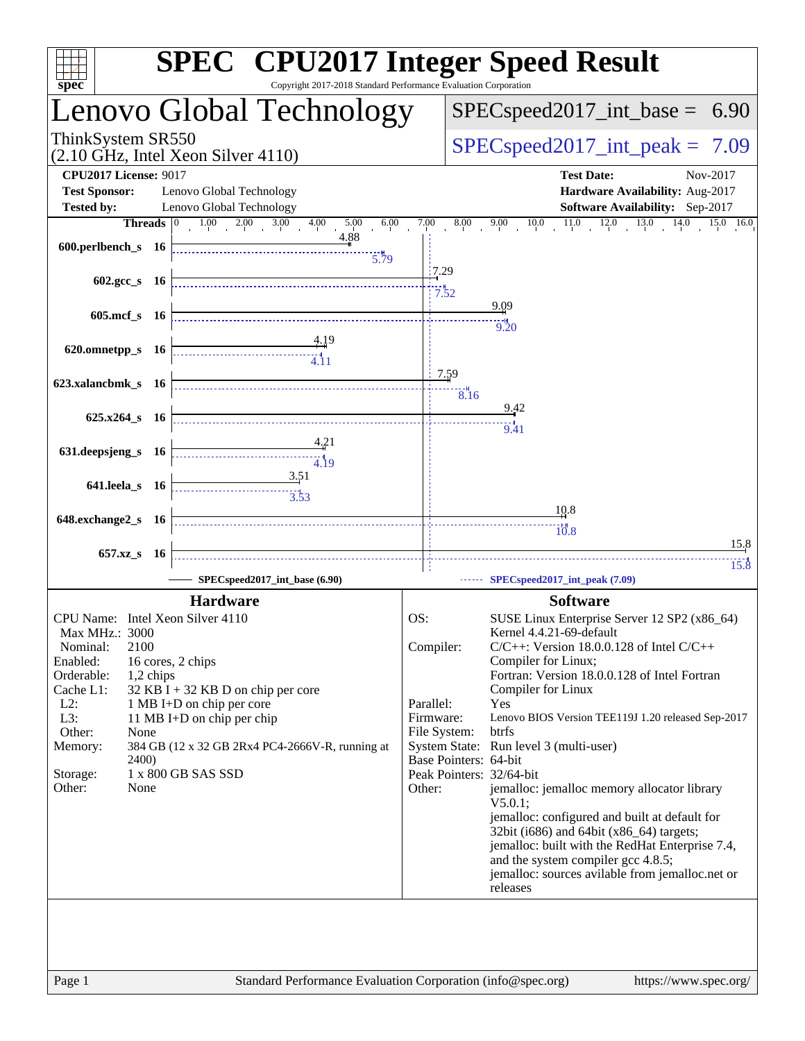# SPEC CPU2017 Integer Speed Result

Copyright 2017-2018 Standard Performance Evaluation Corporation

## Lenovo Global Technology

ThinkSystem SR550
(2.10 GHz, Intel Xeon Silver 4110)

SPECspeed2017_int_base = 6.90

SPECspeed2017_int_peak = 7.09

**CPU2017 License:** 9017
**Test Sponsor:** Lenovo Global Technology
**Tested by:** Lenovo Global Technology

**Test Date:** Nov-2017
**Hardware Availability:** Aug-2017
**Software Availability:** Sep-2017

| Benchmark | Threads | Base | Peak |
|---|---|---|---|
| 600.perlbench_s | 16 | 4.88 | 5.79 |
| 602.gcc_s | 16 | 7.29 | 7.52 |
| 605.mcf_s | 16 | 9.09 | 9.20 |
| 620.omnetpp_s | 16 | 4.19 | 4.11 |
| 623.xalancbmk_s | 16 | 7.59 | 8.16 |
| 625.x264_s | 16 | 9.42 | 9.41 |
| 631.deepsjeng_s | 16 | 4.21 | 4.19 |
| 641.leela_s | 16 | 3.51 | 3.53 |
| 648.exchange2_s | 16 | 10.8 | 10.8 |
| 657.xz_s | 16 | 15.8 | 15.8 |

SPECspeed2017_int_base (6.90) — SPECspeed2017_int_peak (7.09)

## Hardware

| | |
|---|---|
| CPU Name: | Intel Xeon Silver 4110 |
| Max MHz.: | 3000 |
| Nominal: | 2100 |
| Enabled: | 16 cores, 2 chips |
| Orderable: | 1,2 chips |
| Cache L1: | 32 KB I + 32 KB D on chip per core |
| L2: | 1 MB I+D on chip per core |
| L3: | 11 MB I+D on chip per chip |
| Other: | None |
| Memory: | 384 GB (12 x 32 GB 2Rx4 PC4-2666V-R, running at 2400) |
| Storage: | 1 x 800 GB SAS SSD |
| Other: | None |

## Software

| | |
|---|---|
| OS: | SUSE Linux Enterprise Server 12 SP2 (x86_64) Kernel 4.4.21-69-default |
| Compiler: | C/C++: Version 18.0.0.128 of Intel C/C++ Compiler for Linux; Fortran: Version 18.0.0.128 of Intel Fortran Compiler for Linux |
| Parallel: | Yes |
| Firmware: | Lenovo BIOS Version TEE119J 1.20 released Sep-2017 |
| File System: | btrfs |
| System State: | Run level 3 (multi-user) |
| Base Pointers: | 64-bit |
| Peak Pointers: | 32/64-bit |
| Other: | jemalloc: jemalloc memory allocator library V5.0.1; jemalloc: configured and built at default for 32bit (i686) and 64bit (x86_64) targets; jemalloc: built with the RedHat Enterprise 7.4, and the system compiler gcc 4.8.5; jemalloc: sources avilable from jemalloc.net or releases |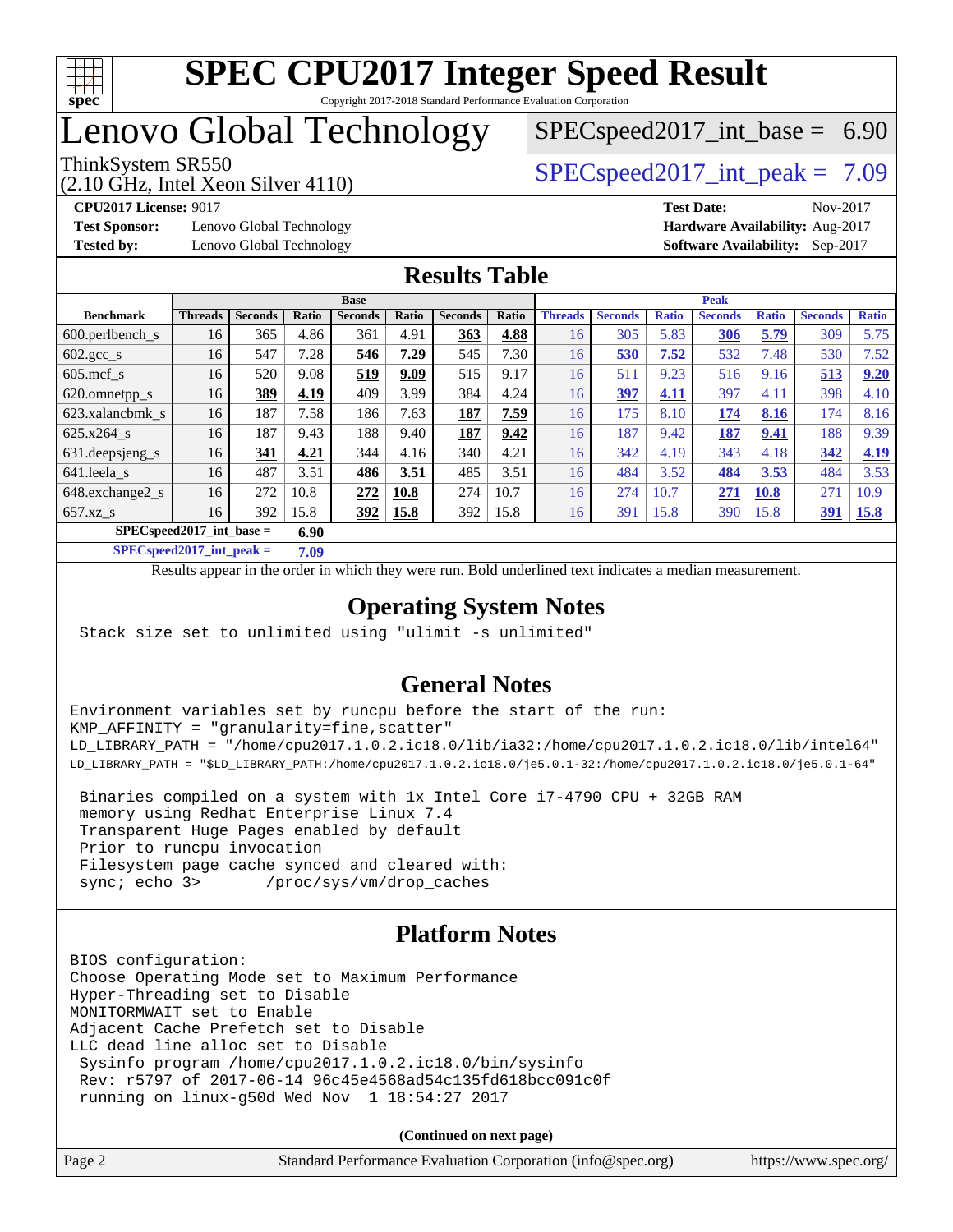# SPEC CPU2017 Integer Speed Result

Copyright 2017-2018 Standard Performance Evaluation Corporation

# Lenovo Global Technology

ThinkSystem SR550
(2.10 GHz, Intel Xeon Silver 4110)

SPECspeed2017_int_base = 6.90

SPECspeed2017_int_peak = 7.09

**CPU2017 License:** 9017
**Test Sponsor:** Lenovo Global Technology
**Tested by:** Lenovo Global Technology

**Test Date:** Nov-2017
**Hardware Availability:** Aug-2017
**Software Availability:** Sep-2017

## Results Table

| | Base | | | | | | | Peak | | | | | | |
|---|---|---|---|---|---|---|---|---|---|---|---|---|---|---|
| **Benchmark** | **Threads** | **Seconds** | **Ratio** | **Seconds** | **Ratio** | **Seconds** | **Ratio** | **Threads** | **Seconds** | **Ratio** | **Seconds** | **Ratio** | **Seconds** | **Ratio** |
| 600.perlbench_s | 16 | 365 | 4.86 | 361 | 4.91 | **363** | **4.88** | 16 | 305 | 5.83 | **306** | **5.79** | 309 | 5.75 |
| 602.gcc_s | 16 | 547 | 7.28 | **546** | **7.29** | 545 | 7.30 | 16 | **530** | **7.52** | 532 | 7.48 | 530 | 7.52 |
| 605.mcf_s | 16 | 520 | 9.08 | **519** | **9.09** | 515 | 9.17 | 16 | 511 | 9.23 | 516 | 9.16 | **513** | **9.20** |
| 620.omnetpp_s | 16 | **389** | **4.19** | 409 | 3.99 | 384 | 4.24 | 16 | **397** | **4.11** | 397 | 4.11 | 398 | 4.10 |
| 623.xalancbmk_s | 16 | 187 | 7.58 | 186 | 7.63 | **187** | **7.59** | 16 | 175 | 8.10 | **174** | **8.16** | 174 | 8.16 |
| 625.x264_s | 16 | 187 | 9.43 | 188 | 9.40 | **187** | **9.42** | 16 | 187 | 9.42 | **187** | **9.41** | 188 | 9.39 |
| 631.deepsjeng_s | 16 | **341** | **4.21** | 344 | 4.16 | 340 | 4.21 | 16 | 342 | 4.19 | 343 | 4.18 | **342** | **4.19** |
| 641.leela_s | 16 | 487 | 3.51 | **486** | **3.51** | 485 | 3.51 | 16 | 484 | 3.52 | **484** | **3.53** | 484 | 3.53 |
| 648.exchange2_s | 16 | 272 | 10.8 | **272** | **10.8** | 274 | 10.7 | 16 | 274 | 10.7 | **271** | **10.8** | 271 | 10.9 |
| 657.xz_s | 16 | 392 | 15.8 | **392** | **15.8** | 392 | 15.8 | 16 | 391 | 15.8 | 390 | 15.8 | **391** | **15.8** |

**SPECspeed2017_int_base = 6.90**

**SPECspeed2017_int_peak = 7.09**

Results appear in the order in which they were run. Bold underlined text indicates a median measurement.

## Operating System Notes

```
Stack size set to unlimited using "ulimit -s unlimited"
```

## General Notes

```
Environment variables set by runcpu before the start of the run:
KMP_AFFINITY = "granularity=fine,scatter"
LD_LIBRARY_PATH = "/home/cpu2017.1.0.2.ic18.0/lib/ia32:/home/cpu2017.1.0.2.ic18.0/lib/intel64"
LD_LIBRARY_PATH = "$LD_LIBRARY_PATH:/home/cpu2017.1.0.2.ic18.0/je5.0.1-32:/home/cpu2017.1.0.2.ic18.0/je5.0.1-64"

 Binaries compiled on a system with 1x Intel Core i7-4790 CPU + 32GB RAM
 memory using Redhat Enterprise Linux 7.4
 Transparent Huge Pages enabled by default
 Prior to runcpu invocation
 Filesystem page cache synced and cleared with:
 sync; echo 3>       /proc/sys/vm/drop_caches
```

## Platform Notes

```
BIOS configuration:
Choose Operating Mode set to Maximum Performance
Hyper-Threading set to Disable
MONITORMWAIT set to Enable
Adjacent Cache Prefetch set to Disable
LLC dead line alloc set to Disable
 Sysinfo program /home/cpu2017.1.0.2.ic18.0/bin/sysinfo
 Rev: r5797 of 2017-06-14 96c45e4568ad54c135fd618bcc091c0f
 running on linux-g50d Wed Nov  1 18:54:27 2017
```

**(Continued on next page)**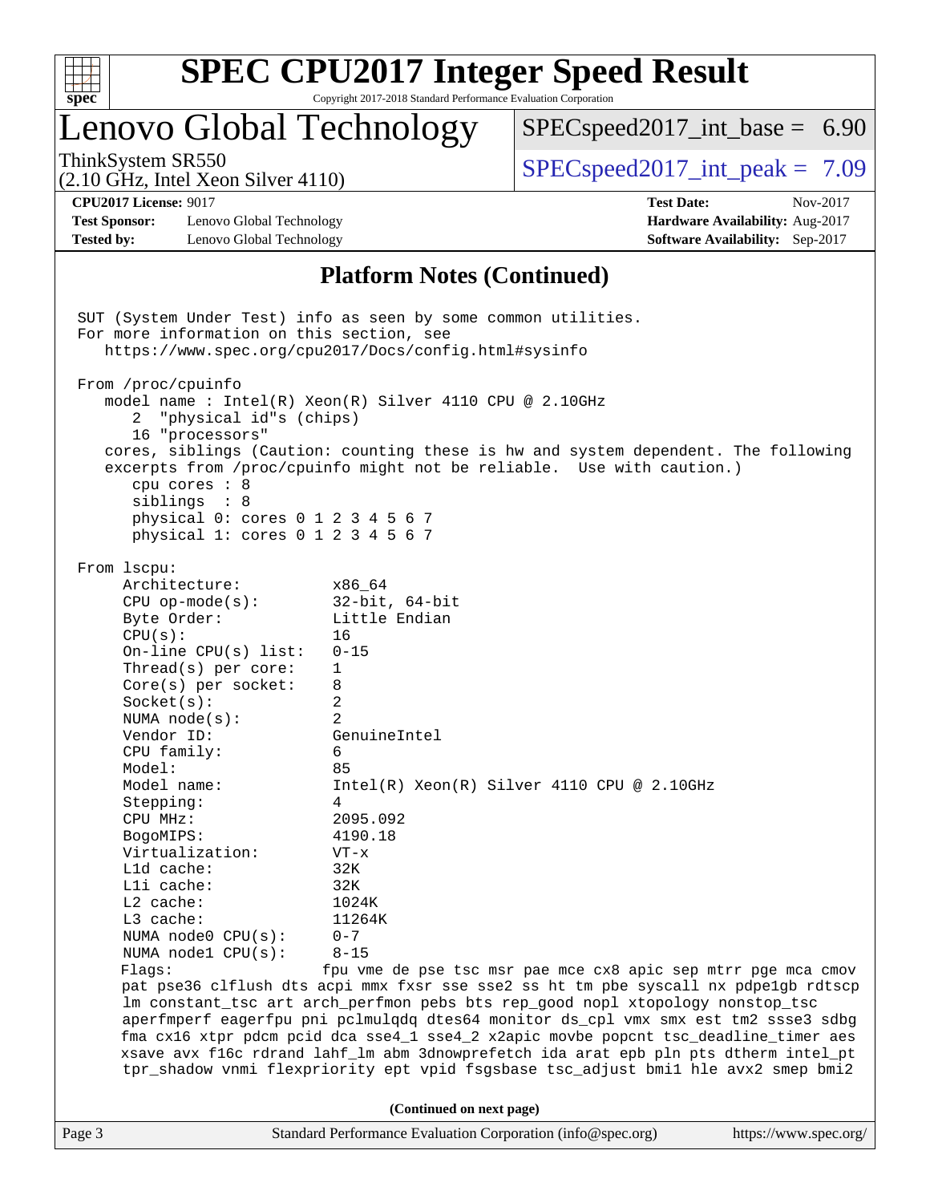# SPEC CPU2017 Integer Speed Result

Copyright 2017-2018 Standard Performance Evaluation Corporation

## Lenovo Global Technology

ThinkSystem SR550
(2.10 GHz, Intel Xeon Silver 4110)

SPECspeed2017_int_base = 6.90

SPECspeed2017_int_peak = 7.09

**CPU2017 License:** 9017
**Test Sponsor:** Lenovo Global Technology
**Tested by:** Lenovo Global Technology

**Test Date:** Nov-2017
**Hardware Availability:** Aug-2017
**Software Availability:** Sep-2017

## Platform Notes (Continued)

```
SUT (System Under Test) info as seen by some common utilities.
For more information on this section, see
   https://www.spec.org/cpu2017/Docs/config.html#sysinfo

From /proc/cpuinfo
   model name : Intel(R) Xeon(R) Silver 4110 CPU @ 2.10GHz
      2  "physical id"s (chips)
      16 "processors"
   cores, siblings (Caution: counting these is hw and system dependent. The following
   excerpts from /proc/cpuinfo might not be reliable.  Use with caution.)
      cpu cores : 8
      siblings  : 8
      physical 0: cores 0 1 2 3 4 5 6 7
      physical 1: cores 0 1 2 3 4 5 6 7

From lscpu:
     Architecture:          x86_64
     CPU op-mode(s):        32-bit, 64-bit
     Byte Order:            Little Endian
     CPU(s):                16
     On-line CPU(s) list:   0-15
     Thread(s) per core:    1
     Core(s) per socket:    8
     Socket(s):             2
     NUMA node(s):          2
     Vendor ID:             GenuineIntel
     CPU family:            6
     Model:                 85
     Model name:            Intel(R) Xeon(R) Silver 4110 CPU @ 2.10GHz
     Stepping:              4
     CPU MHz:               2095.092
     BogoMIPS:              4190.18
     Virtualization:        VT-x
     L1d cache:             32K
     L1i cache:             32K
     L2 cache:              1024K
     L3 cache:              11264K
     NUMA node0 CPU(s):     0-7
     NUMA node1 CPU(s):     8-15
     Flags:                 fpu vme de pse tsc msr pae mce cx8 apic sep mtrr pge mca cmov
     pat pse36 clflush dts acpi mmx fxsr sse sse2 ss ht tm pbe syscall nx pdpe1gb rdtscp
     lm constant_tsc art arch_perfmon pebs bts rep_good nopl xtopology nonstop_tsc
     aperfmperf eagerfpu pni pclmulqdq dtes64 monitor ds_cpl vmx smx est tm2 ssse3 sdbg
     fma cx16 xtpr pdcm pcid dca sse4_1 sse4_2 x2apic movbe popcnt tsc_deadline_timer aes
     xsave avx f16c rdrand lahf_lm abm 3dnowprefetch ida arat epb pln pts dtherm intel_pt
     tpr_shadow vnmi flexpriority ept vpid fsgsbase tsc_adjust bmi1 hle avx2 smep bmi2
```

**(Continued on next page)**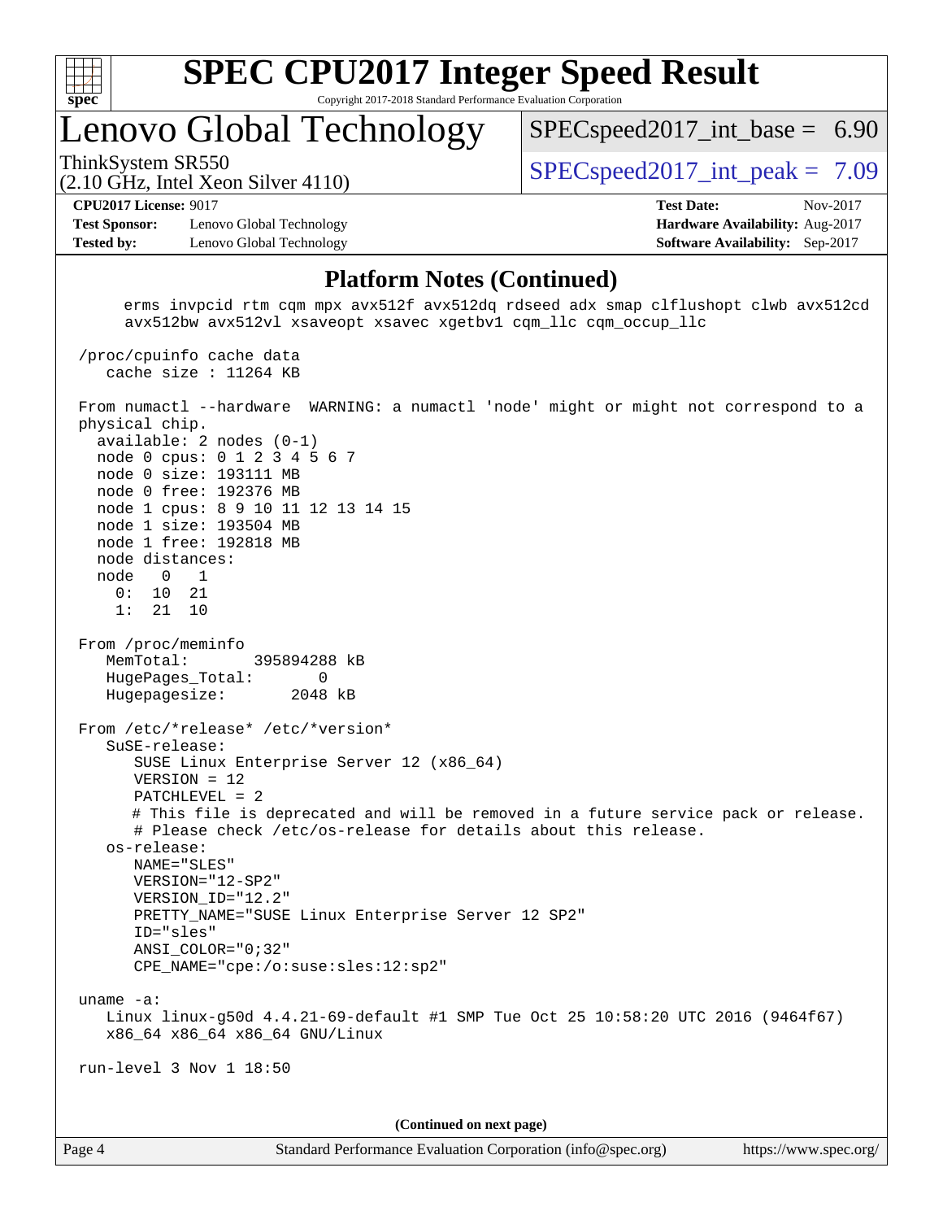## Platform Notes (Continued)

```
     erms invpcid rtm cqm mpx avx512f avx512dq rdseed adx smap clflushopt clwb avx512cd
     avx512bw avx512vl xsaveopt xsavec xgetbv1 cqm_llc cqm_occup_llc

 /proc/cpuinfo cache data
    cache size : 11264 KB

 From numactl --hardware  WARNING: a numactl 'node' might or might not correspond to a
 physical chip.
   available: 2 nodes (0-1)
   node 0 cpus: 0 1 2 3 4 5 6 7
   node 0 size: 193111 MB
   node 0 free: 192376 MB
   node 1 cpus: 8 9 10 11 12 13 14 15
   node 1 size: 193504 MB
   node 1 free: 192818 MB
   node distances:
   node   0   1
     0:  10  21
     1:  21  10

 From /proc/meminfo
    MemTotal:       395894288 kB
    HugePages_Total:       0
    Hugepagesize:       2048 kB

 From /etc/*release* /etc/*version*
    SuSE-release:
       SUSE Linux Enterprise Server 12 (x86_64)
       VERSION = 12
       PATCHLEVEL = 2
       # This file is deprecated and will be removed in a future service pack or release.
       # Please check /etc/os-release for details about this release.
    os-release:
       NAME="SLES"
       VERSION="12-SP2"
       VERSION_ID="12.2"
       PRETTY_NAME="SUSE Linux Enterprise Server 12 SP2"
       ID="sles"
       ANSI_COLOR="0;32"
       CPE_NAME="cpe:/o:suse:sles:12:sp2"

 uname -a:
    Linux linux-g50d 4.4.21-69-default #1 SMP Tue Oct 25 10:58:20 UTC 2016 (9464f67)
    x86_64 x86_64 x86_64 GNU/Linux

 run-level 3 Nov 1 18:50
```

**(Continued on next page)**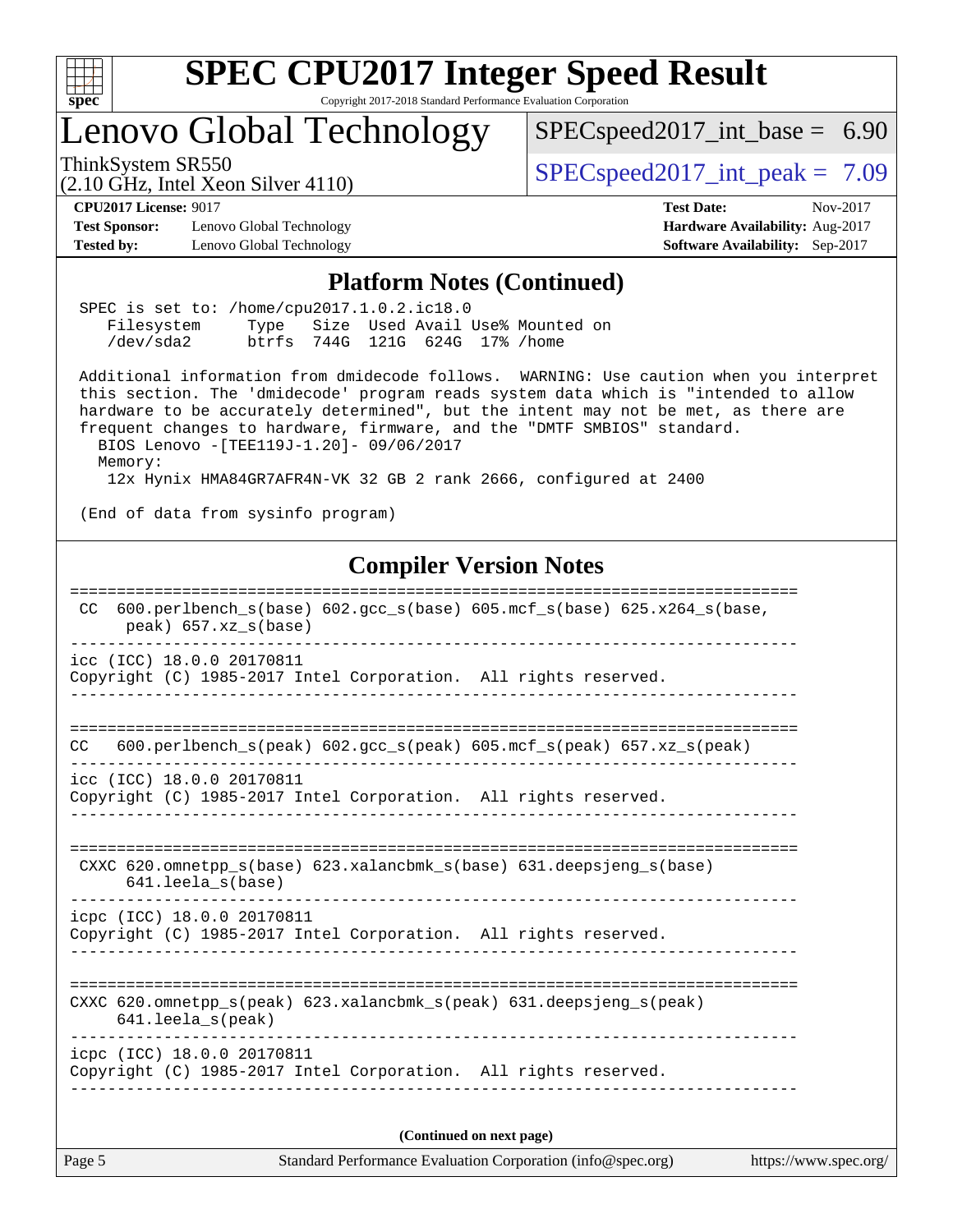# SPEC CPU2017 Integer Speed Result

Copyright 2017-2018 Standard Performance Evaluation Corporation

## Lenovo Global Technology

ThinkSystem SR550
(2.10 GHz, Intel Xeon Silver 4110)

SPECspeed2017_int_base = 6.90

SPECspeed2017_int_peak = 7.09

**CPU2017 License:** 9017
**Test Sponsor:** Lenovo Global Technology
**Tested by:** Lenovo Global Technology

**Test Date:** Nov-2017
**Hardware Availability:** Aug-2017
**Software Availability:** Sep-2017

## Platform Notes (Continued)

```
 SPEC is set to: /home/cpu2017.1.0.2.ic18.0
    Filesystem     Type   Size  Used Avail Use% Mounted on
    /dev/sda2      btrfs  744G  121G  624G  17% /home

 Additional information from dmidecode follows.  WARNING: Use caution when you interpret
 this section. The 'dmidecode' program reads system data which is "intended to allow
 hardware to be accurately determined", but the intent may not be met, as there are
 frequent changes to hardware, firmware, and the "DMTF SMBIOS" standard.
   BIOS Lenovo -[TEE119J-1.20]- 09/06/2017
   Memory:
    12x Hynix HMA84GR7AFR4N-VK 32 GB 2 rank 2666, configured at 2400

 (End of data from sysinfo program)
```

## Compiler Version Notes

```
==============================================================================
 CC  600.perlbench_s(base) 602.gcc_s(base) 605.mcf_s(base) 625.x264_s(base,
      peak) 657.xz_s(base)
------------------------------------------------------------------------------
icc (ICC) 18.0.0 20170811
Copyright (C) 1985-2017 Intel Corporation.  All rights reserved.
------------------------------------------------------------------------------

==============================================================================
CC   600.perlbench_s(peak) 602.gcc_s(peak) 605.mcf_s(peak) 657.xz_s(peak)
------------------------------------------------------------------------------
icc (ICC) 18.0.0 20170811
Copyright (C) 1985-2017 Intel Corporation.  All rights reserved.
------------------------------------------------------------------------------

==============================================================================
 CXXC 620.omnetpp_s(base) 623.xalancbmk_s(base) 631.deepsjeng_s(base)
      641.leela_s(base)
------------------------------------------------------------------------------
icpc (ICC) 18.0.0 20170811
Copyright (C) 1985-2017 Intel Corporation.  All rights reserved.
------------------------------------------------------------------------------

==============================================================================
CXXC 620.omnetpp_s(peak) 623.xalancbmk_s(peak) 631.deepsjeng_s(peak)
     641.leela_s(peak)
------------------------------------------------------------------------------
icpc (ICC) 18.0.0 20170811
Copyright (C) 1985-2017 Intel Corporation.  All rights reserved.
------------------------------------------------------------------------------
```

**(Continued on next page)**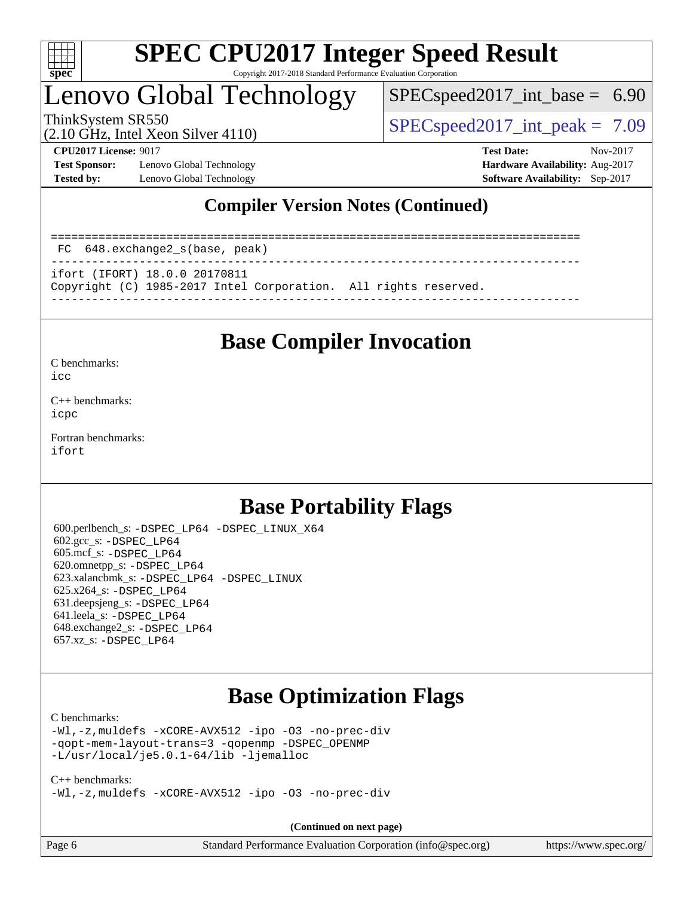# Lenovo Global Technology

ThinkSystem SR550
(2.10 GHz, Intel Xeon Silver 4110)

SPECspeed2017_int_base = 6.90

SPECspeed2017_int_peak = 7.09

**CPU2017 License:** 9017
**Test Sponsor:** Lenovo Global Technology
**Tested by:** Lenovo Global Technology
**Test Date:** Nov-2017
**Hardware Availability:** Aug-2017
**Software Availability:** Sep-2017

## Compiler Version Notes (Continued)

```
==============================================================================
 FC  648.exchange2_s(base, peak)
------------------------------------------------------------------------------
ifort (IFORT) 18.0.0 20170811
Copyright (C) 1985-2017 Intel Corporation.  All rights reserved.
------------------------------------------------------------------------------
```

## Base Compiler Invocation

C benchmarks:
icc

C++ benchmarks:
icpc

Fortran benchmarks:
ifort

## Base Portability Flags

600.perlbench_s: -DSPEC_LP64 -DSPEC_LINUX_X64
602.gcc_s: -DSPEC_LP64
605.mcf_s: -DSPEC_LP64
620.omnetpp_s: -DSPEC_LP64
623.xalancbmk_s: -DSPEC_LP64 -DSPEC_LINUX
625.x264_s: -DSPEC_LP64
631.deepsjeng_s: -DSPEC_LP64
641.leela_s: -DSPEC_LP64
648.exchange2_s: -DSPEC_LP64
657.xz_s: -DSPEC_LP64

## Base Optimization Flags

C benchmarks:
-Wl,-z,muldefs -xCORE-AVX512 -ipo -O3 -no-prec-div
-qopt-mem-layout-trans=3 -qopenmp -DSPEC_OPENMP
-L/usr/local/je5.0.1-64/lib -ljemalloc

C++ benchmarks:
-Wl,-z,muldefs -xCORE-AVX512 -ipo -O3 -no-prec-div

**(Continued on next page)**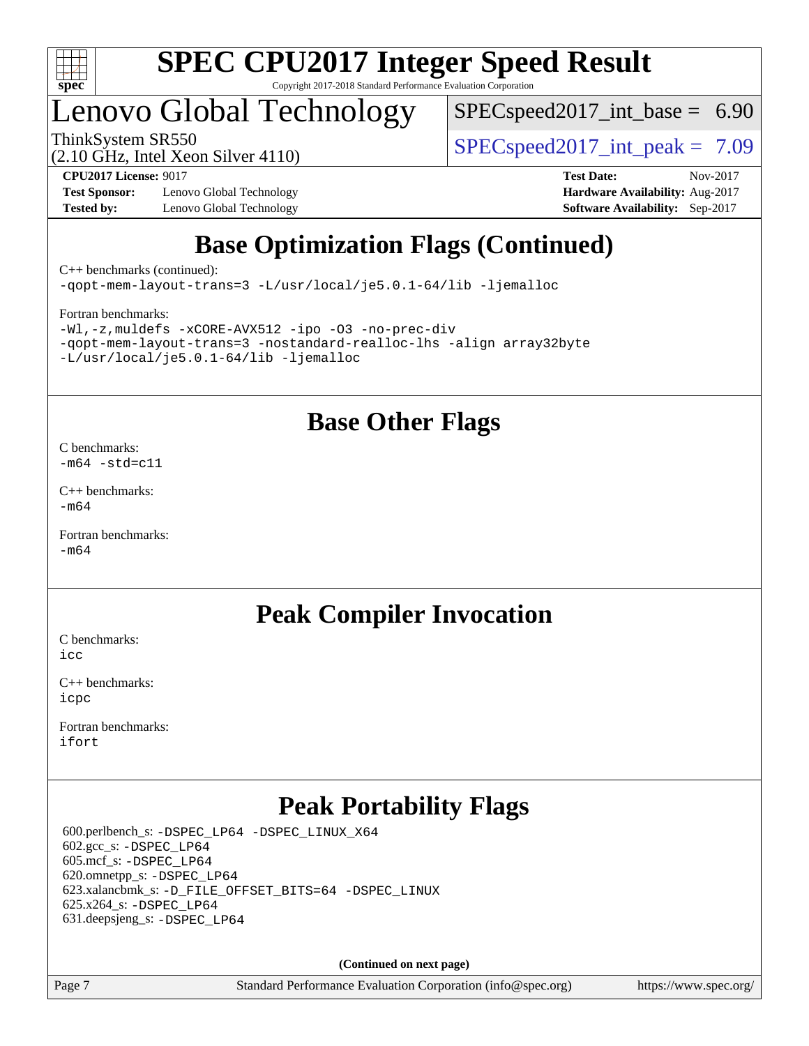# Base Optimization Flags (Continued)

C++ benchmarks (continued):

```
-qopt-mem-layout-trans=3 -L/usr/local/je5.0.1-64/lib -ljemalloc
```

Fortran benchmarks:

```
-Wl,-z,muldefs -xCORE-AVX512 -ipo -O3 -no-prec-div
-qopt-mem-layout-trans=3 -nostandard-realloc-lhs -align array32byte
-L/usr/local/je5.0.1-64/lib -ljemalloc
```

# Base Other Flags

C benchmarks:

```
-m64 -std=c11
```

C++ benchmarks:

```
-m64
```

Fortran benchmarks:

```
-m64
```

# Peak Compiler Invocation

C benchmarks:

```
icc
```

C++ benchmarks:

```
icpc
```

Fortran benchmarks:

```
ifort
```

# Peak Portability Flags

600.perlbench_s: `-DSPEC_LP64 -DSPEC_LINUX_X64`
602.gcc_s: `-DSPEC_LP64`
605.mcf_s: `-DSPEC_LP64`
620.omnetpp_s: `-DSPEC_LP64`
623.xalancbmk_s: `-D_FILE_OFFSET_BITS=64 -DSPEC_LINUX`
625.x264_s: `-DSPEC_LP64`
631.deepsjeng_s: `-DSPEC_LP64`

**(Continued on next page)**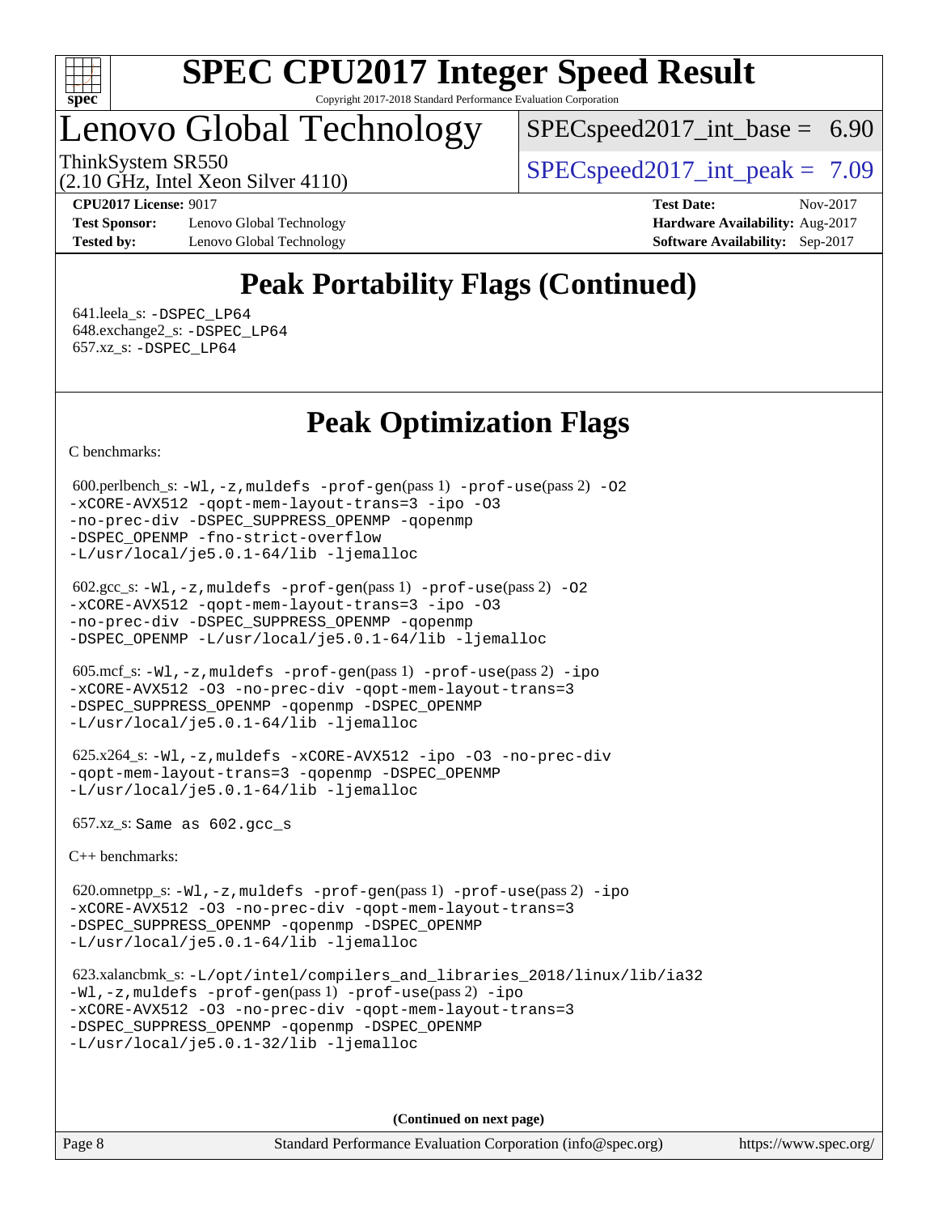# Peak Portability Flags (Continued)

641.leela_s: -DSPEC_LP64
648.exchange2_s: -DSPEC_LP64
657.xz_s: -DSPEC_LP64

# Peak Optimization Flags

C benchmarks:

600.perlbench_s: -Wl,-z,muldefs -prof-gen(pass 1) -prof-use(pass 2) -O2 -xCORE-AVX512 -qopt-mem-layout-trans=3 -ipo -O3 -no-prec-div -DSPEC_SUPPRESS_OPENMP -qopenmp -DSPEC_OPENMP -fno-strict-overflow -L/usr/local/je5.0.1-64/lib -ljemalloc

602.gcc_s: -Wl,-z,muldefs -prof-gen(pass 1) -prof-use(pass 2) -O2 -xCORE-AVX512 -qopt-mem-layout-trans=3 -ipo -O3 -no-prec-div -DSPEC_SUPPRESS_OPENMP -qopenmp -DSPEC_OPENMP -L/usr/local/je5.0.1-64/lib -ljemalloc

605.mcf_s: -Wl,-z,muldefs -prof-gen(pass 1) -prof-use(pass 2) -ipo -xCORE-AVX512 -O3 -no-prec-div -qopt-mem-layout-trans=3 -DSPEC_SUPPRESS_OPENMP -qopenmp -DSPEC_OPENMP -L/usr/local/je5.0.1-64/lib -ljemalloc

625.x264_s: -Wl,-z,muldefs -xCORE-AVX512 -ipo -O3 -no-prec-div -qopt-mem-layout-trans=3 -qopenmp -DSPEC_OPENMP -L/usr/local/je5.0.1-64/lib -ljemalloc

657.xz_s: Same as 602.gcc_s

C++ benchmarks:

620.omnetpp_s: -Wl,-z,muldefs -prof-gen(pass 1) -prof-use(pass 2) -ipo -xCORE-AVX512 -O3 -no-prec-div -qopt-mem-layout-trans=3 -DSPEC_SUPPRESS_OPENMP -qopenmp -DSPEC_OPENMP -L/usr/local/je5.0.1-64/lib -ljemalloc

623.xalancbmk_s: -L/opt/intel/compilers_and_libraries_2018/linux/lib/ia32 -Wl,-z,muldefs -prof-gen(pass 1) -prof-use(pass 2) -ipo -xCORE-AVX512 -O3 -no-prec-div -qopt-mem-layout-trans=3 -DSPEC_SUPPRESS_OPENMP -qopenmp -DSPEC_OPENMP -L/usr/local/je5.0.1-32/lib -ljemalloc

(Continued on next page)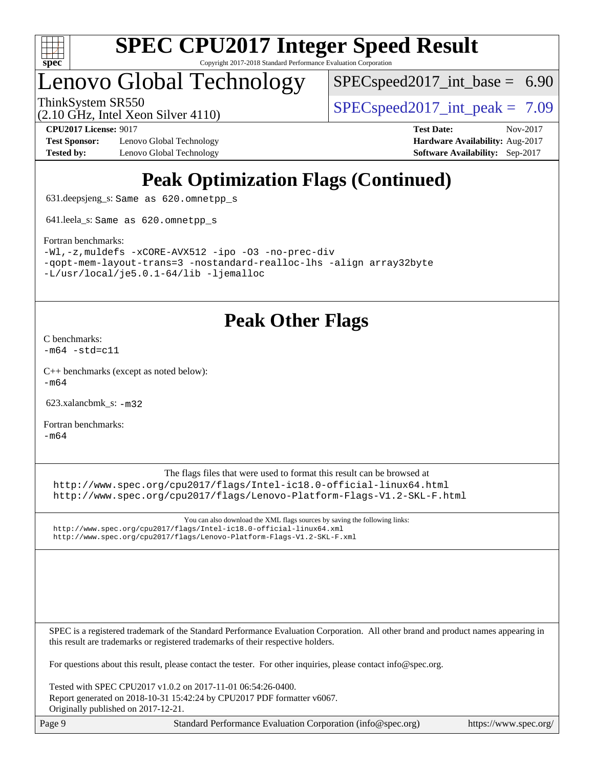# Peak Optimization Flags (Continued)

631.deepsjeng_s: Same as 620.omnetpp_s

641.leela_s: Same as 620.omnetpp_s

Fortran benchmarks:

-Wl,-z,muldefs -xCORE-AVX512 -ipo -O3 -no-prec-div -qopt-mem-layout-trans=3 -nostandard-realloc-lhs -align array32byte -L/usr/local/je5.0.1-64/lib -ljemalloc

# Peak Other Flags

C benchmarks:
-m64 -std=c11

C++ benchmarks (except as noted below):
-m64

623.xalancbmk_s: -m32

Fortran benchmarks:
-m64

The flags files that were used to format this result can be browsed at
http://www.spec.org/cpu2017/flags/Intel-ic18.0-official-linux64.html
http://www.spec.org/cpu2017/flags/Lenovo-Platform-Flags-V1.2-SKL-F.html

You can also download the XML flags sources by saving the following links:
http://www.spec.org/cpu2017/flags/Intel-ic18.0-official-linux64.xml
http://www.spec.org/cpu2017/flags/Lenovo-Platform-Flags-V1.2-SKL-F.xml

SPEC is a registered trademark of the Standard Performance Evaluation Corporation. All other brand and product names appearing in this result are trademarks or registered trademarks of their respective holders.

For questions about this result, please contact the tester. For other inquiries, please contact info@spec.org.

Tested with SPEC CPU2017 v1.0.2 on 2017-11-01 06:54:26-0400.
Report generated on 2018-10-31 15:42:24 by CPU2017 PDF formatter v6067.
Originally published on 2017-12-21.